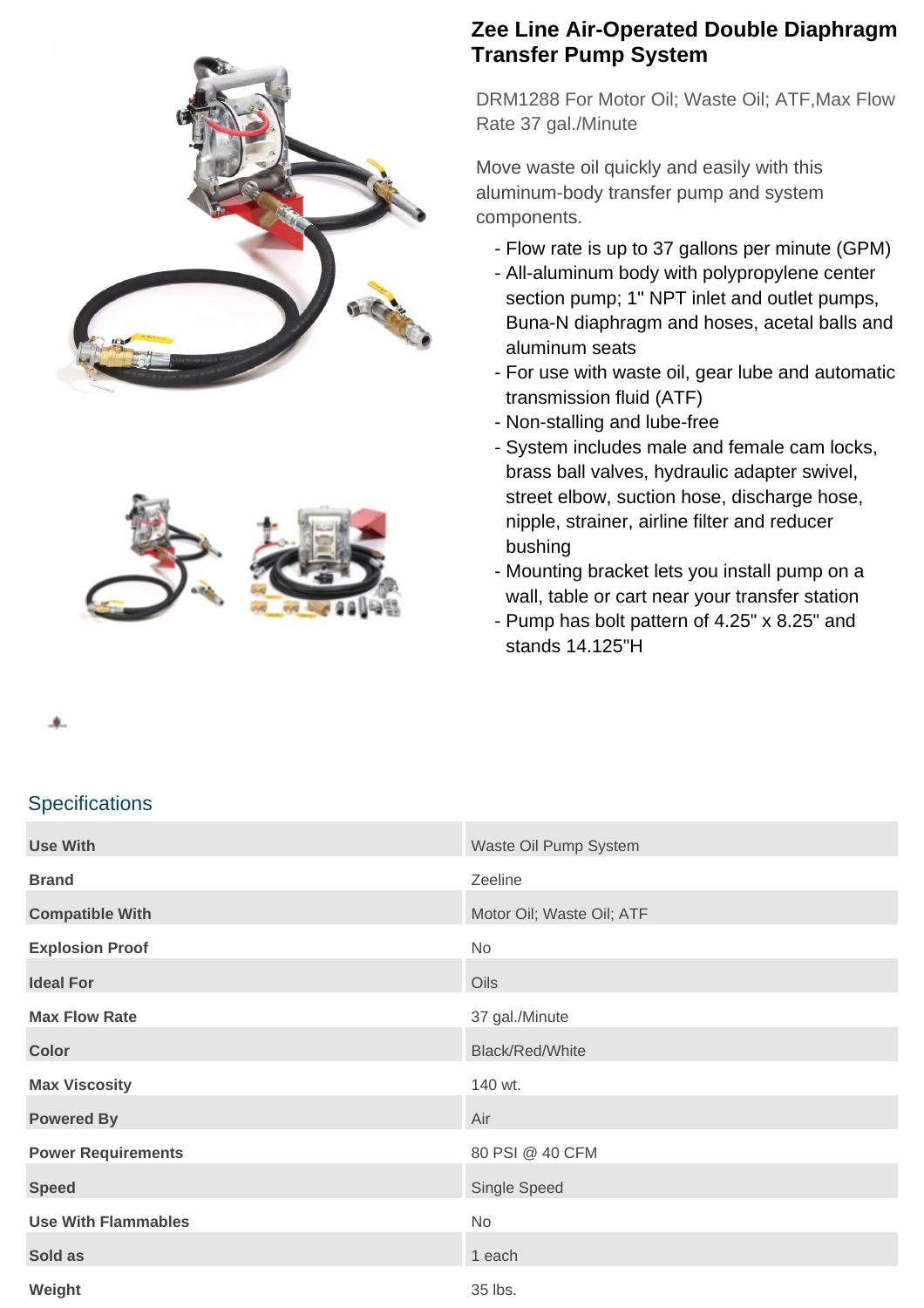# Zee Line Air-Operated Double Diaphragm Transfer Pump System

DRM1288 For Motor Oil; Waste Oil; ATF,Max Flow Rate 37 gal./Minute

Move waste oil quickly and easily with this aluminum-body transfer pump and system components.

- Flow rate is up to 37 gallons per minute (GPM)
- All-aluminum body with polypropylene center section pump; 1" NPT inlet and outlet pumps, Buna-N diaphragm and hoses, acetal balls and aluminum seats
- For use with waste oil, gear lube and automatic transmission fluid (ATF)
- Non-stalling and lube-free
- System includes male and female cam locks, brass ball valves, hydraulic adapter swivel, street elbow, suction hose, discharge hose, nipple, strainer, airline filter and reducer bushing
- Mounting bracket lets you install pump on a wall, table or cart near your transfer station
- Pump has bolt pattern of 4.25" x 8.25" and stands 14.125"H

## Specifications

| | |
|---|---|
| **Use With** | Waste Oil Pump System |
| **Brand** | Zeeline |
| **Compatible With** | Motor Oil; Waste Oil; ATF |
| **Explosion Proof** | No |
| **Ideal For** | Oils |
| **Max Flow Rate** | 37 gal./Minute |
| **Color** | Black/Red/White |
| **Max Viscosity** | 140 wt. |
| **Powered By** | Air |
| **Power Requirements** | 80 PSI @ 40 CFM |
| **Speed** | Single Speed |
| **Use With Flammables** | No |
| **Sold as** | 1 each |
| **Weight** | 35 lbs. |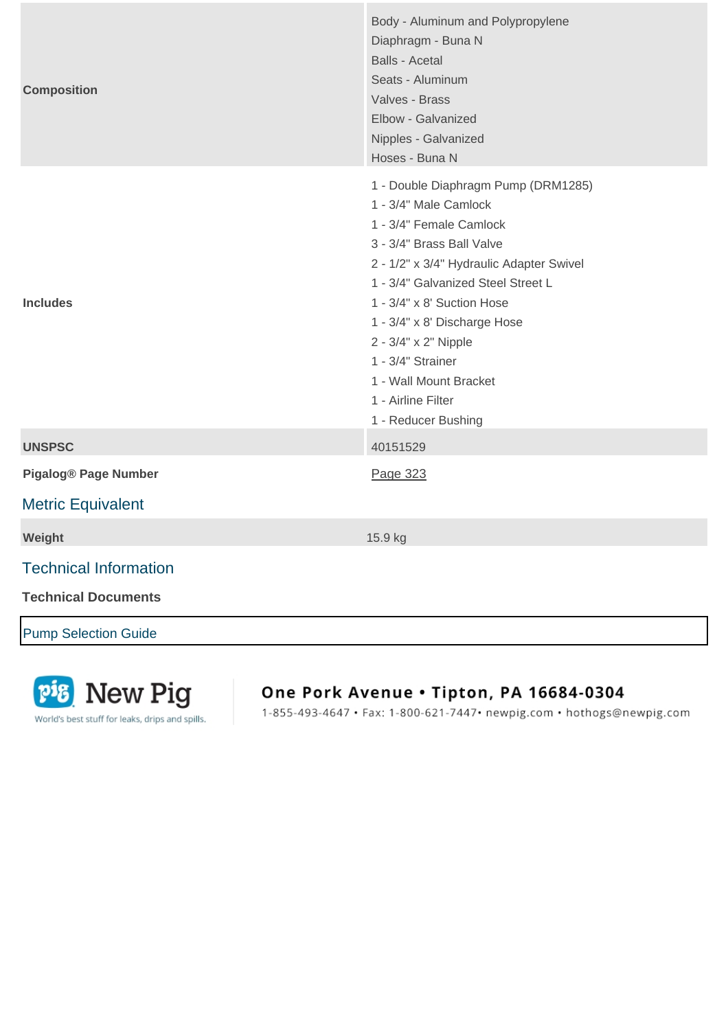| | |
|---|---|
| **Composition** | Body - Aluminum and Polypropylene<br>Diaphragm - Buna N<br>Balls - Acetal<br>Seats - Aluminum<br>Valves - Brass<br>Elbow - Galvanized<br>Nipples - Galvanized<br>Hoses - Buna N |
| **Includes** | 1 - Double Diaphragm Pump (DRM1285)<br>1 - 3/4" Male Camlock<br>1 - 3/4" Female Camlock<br>3 - 3/4" Brass Ball Valve<br>2 - 1/2" x 3/4" Hydraulic Adapter Swivel<br>1 - 3/4" Galvanized Steel Street L<br>1 - 3/4" x 8' Suction Hose<br>1 - 3/4" x 8' Discharge Hose<br>2 - 3/4" x 2" Nipple<br>1 - 3/4" Strainer<br>1 - Wall Mount Bracket<br>1 - Airline Filter<br>1 - Reducer Bushing |
| **UNSPSC** | 40151529 |
| **Pigalog® Page Number** | Page 323 |

## Metric Equivalent

| | |
|---|---|
| **Weight** | 15.9 kg |

## Technical Information

### Technical Documents

Pump Selection Guide

New Pig
World's best stuff for leaks, drips and spills.

One Pork Avenue • Tipton, PA 16684-0304
1-855-493-4647 • Fax: 1-800-621-7447• newpig.com • hothogs@newpig.com